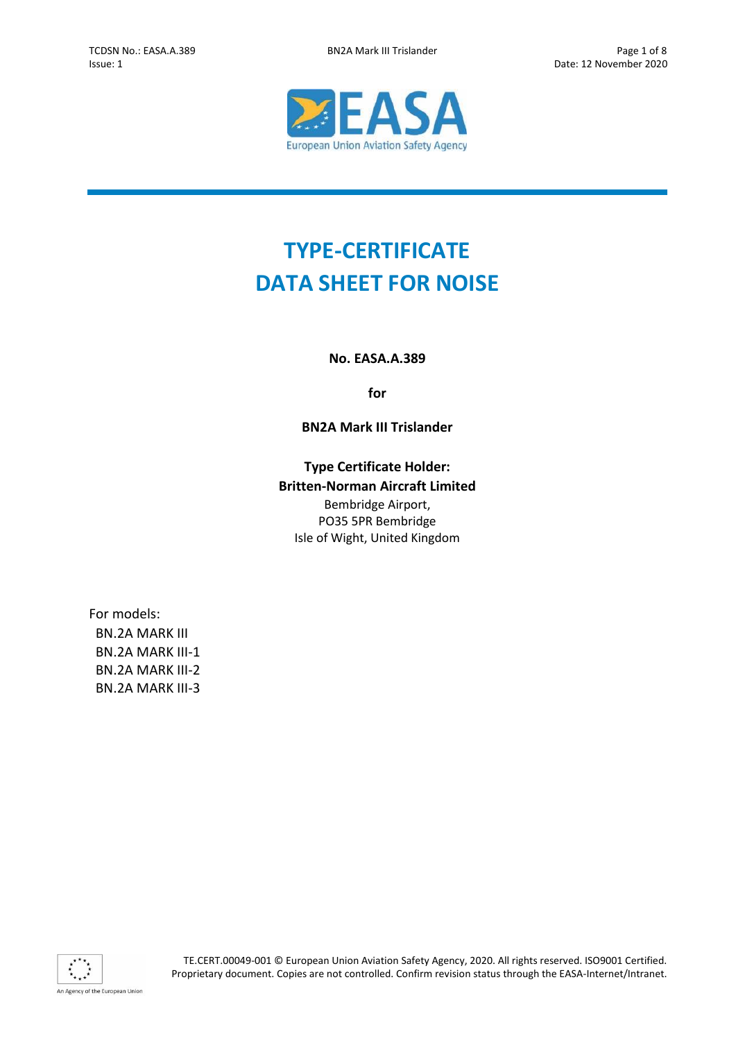# TYPE-CERTIFICATE DATA SHEET FOR NOISE

**No. EASA.A.389**

**for**

**BN2A Mark III Trislander**

**Type Certificate Holder:**
**Britten-Norman Aircraft Limited**
Bembridge Airport,
PO35 5PR Bembridge
Isle of Wight, United Kingdom

For models:
- BN.2A MARK III
- BN.2A MARK III-1
- BN.2A MARK III-2
- BN.2A MARK III-3

TE.CERT.00049-001 © European Union Aviation Safety Agency, 2020. All rights reserved. ISO9001 Certified. Proprietary document. Copies are not controlled. Confirm revision status through the EASA-Internet/Intranet.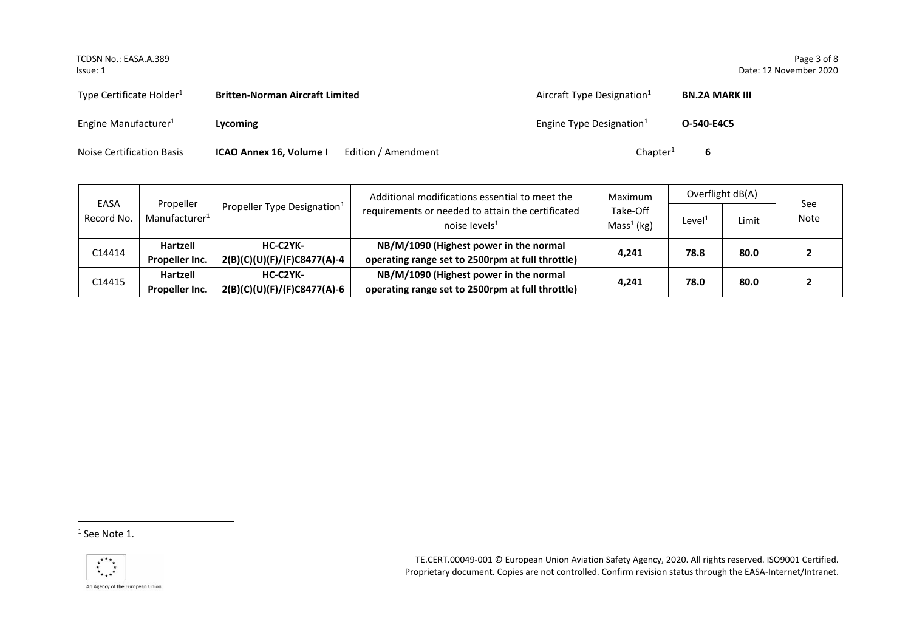Type Certificate Holder[1] **Britten-Norman Aircraft Limited** Aircraft Type Designation[1] **BN.2A MARK III**

Engine Manufacturer[1] **Lycoming** Engine Type Designation[1] **O-540-E4C5**

Noise Certification Basis **ICAO Annex 16, Volume I** Edition / Amendment Chapter[1] **6**

| EASA Record No. | Propeller Manufacturer[1] | Propeller Type Designation[1] | Additional modifications essential to meet the requirements or needed to attain the certificated noise levels[1] | Maximum Take-Off Mass[1] (kg) | Overflight dB(A) | | See Note |
|---|---|---|---|---|---|---|---|
| | | | | | Level[1] | Limit | |
| C14414 | **Hartzell Propeller Inc.** | **HC-C2YK-2(B)(C)(U)(F)/(F)C8477(A)-4** | **NB/M/1090 (Highest power in the normal operating range set to 2500rpm at full throttle)** | **4,241** | **78.8** | **80.0** | **2** |
| C14415 | **Hartzell Propeller Inc.** | **HC-C2YK-2(B)(C)(U)(F)/(F)C8477(A)-6** | **NB/M/1090 (Highest power in the normal operating range set to 2500rpm at full throttle)** | **4,241** | **78.0** | **80.0** | **2** |

[1] See Note 1.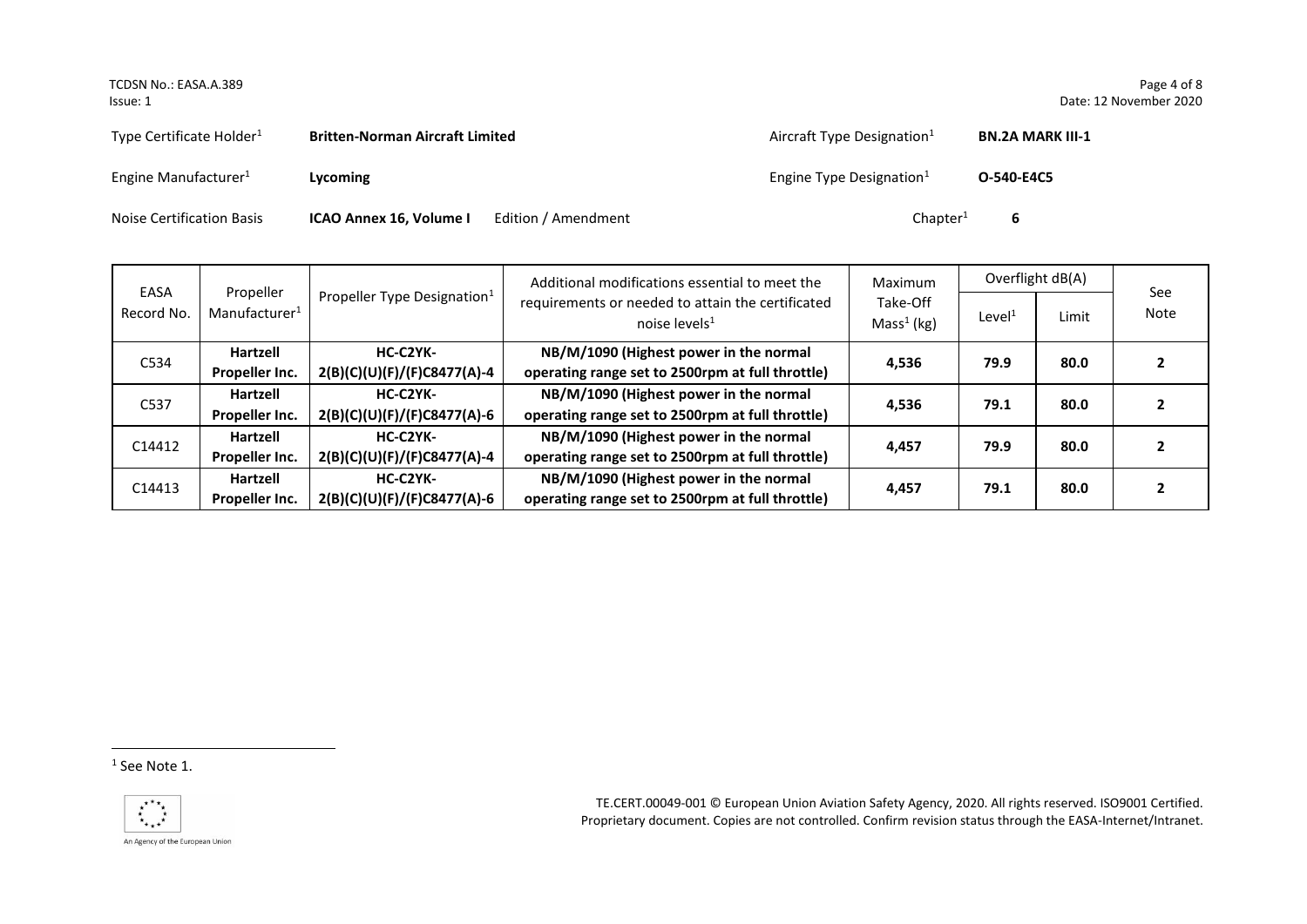Type Certificate Holder[1] **Britten-Norman Aircraft Limited** Aircraft Type Designation[1] **BN.2A MARK III-1**

Engine Manufacturer[1] **Lycoming** Engine Type Designation[1] **O-540-E4C5**

Noise Certification Basis **ICAO Annex 16, Volume I** Edition / Amendment Chapter[1] **6**

| EASA Record No. | Propeller Manufacturer[1] | Propeller Type Designation[1] | Additional modifications essential to meet the requirements or needed to attain the certificated noise levels[1] | Maximum Take-Off Mass[1] (kg) | Overflight dB(A) | | See Note |
|---|---|---|---|---|---|---|---|
| | | | | | Level[1] | Limit | |
| C534 | **Hartzell Propeller Inc.** | **HC-C2YK-2(B)(C)(U)(F)/(F)C8477(A)-4** | **NB/M/1090 (Highest power in the normal operating range set to 2500rpm at full throttle)** | **4,536** | **79.9** | **80.0** | **2** |
| C537 | **Hartzell Propeller Inc.** | **HC-C2YK-2(B)(C)(U)(F)/(F)C8477(A)-6** | **NB/M/1090 (Highest power in the normal operating range set to 2500rpm at full throttle)** | **4,536** | **79.1** | **80.0** | **2** |
| C14412 | **Hartzell Propeller Inc.** | **HC-C2YK-2(B)(C)(U)(F)/(F)C8477(A)-4** | **NB/M/1090 (Highest power in the normal operating range set to 2500rpm at full throttle)** | **4,457** | **79.9** | **80.0** | **2** |
| C14413 | **Hartzell Propeller Inc.** | **HC-C2YK-2(B)(C)(U)(F)/(F)C8477(A)-6** | **NB/M/1090 (Highest power in the normal operating range set to 2500rpm at full throttle)** | **4,457** | **79.1** | **80.0** | **2** |

[1] See Note 1.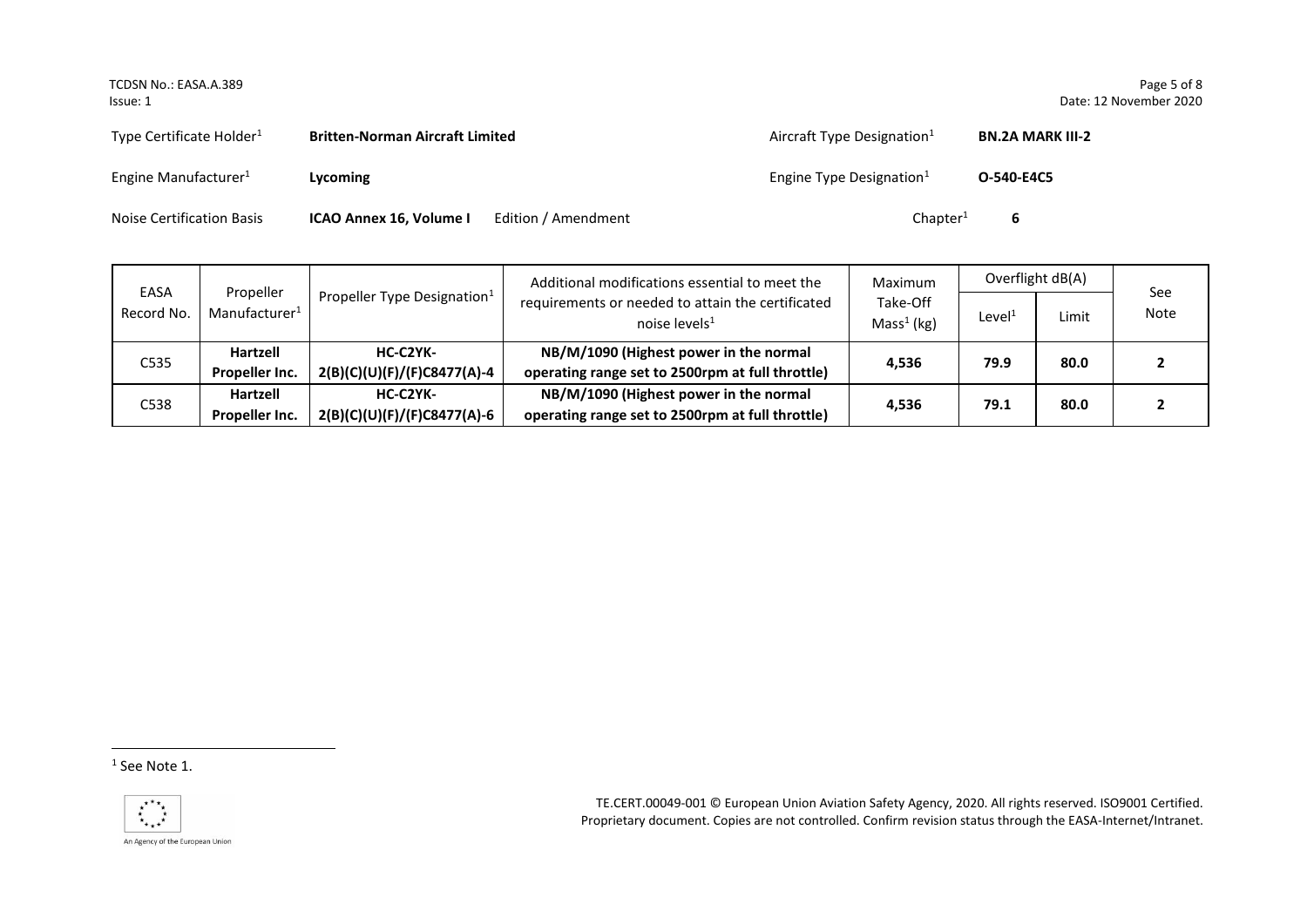| Type Certificate Holder[1] | **Britten-Norman Aircraft Limited** | Aircraft Type Designation[1] | **BN.2A MARK III-2** |
|---|---|---|---|
| Engine Manufacturer[1] | **Lycoming** | Engine Type Designation[1] | **O-540-E4C5** |
| Noise Certification Basis | **ICAO Annex 16, Volume I** Edition / Amendment | Chapter[1] | **6** |

| EASA Record No. | Propeller Manufacturer[1] | Propeller Type Designation[1] | Additional modifications essential to meet the requirements or needed to attain the certificated noise levels[1] | Maximum Take-Off Mass[1] (kg) | Overflight dB(A) | | See Note |
|---|---|---|---|---|---|---|---|
| | | | | | Level[1] | Limit | |
| C535 | **Hartzell Propeller Inc.** | **HC-C2YK-2(B)(C)(U)(F)/(F)C8477(A)-4** | **NB/M/1090 (Highest power in the normal operating range set to 2500rpm at full throttle)** | **4,536** | **79.9** | **80.0** | **2** |
| C538 | **Hartzell Propeller Inc.** | **HC-C2YK-2(B)(C)(U)(F)/(F)C8477(A)-6** | **NB/M/1090 (Highest power in the normal operating range set to 2500rpm at full throttle)** | **4,536** | **79.1** | **80.0** | **2** |

[1] See Note 1.

TE.CERT.00049-001 © European Union Aviation Safety Agency, 2020. All rights reserved. ISO9001 Certified. Proprietary document. Copies are not controlled. Confirm revision status through the EASA-Internet/Intranet.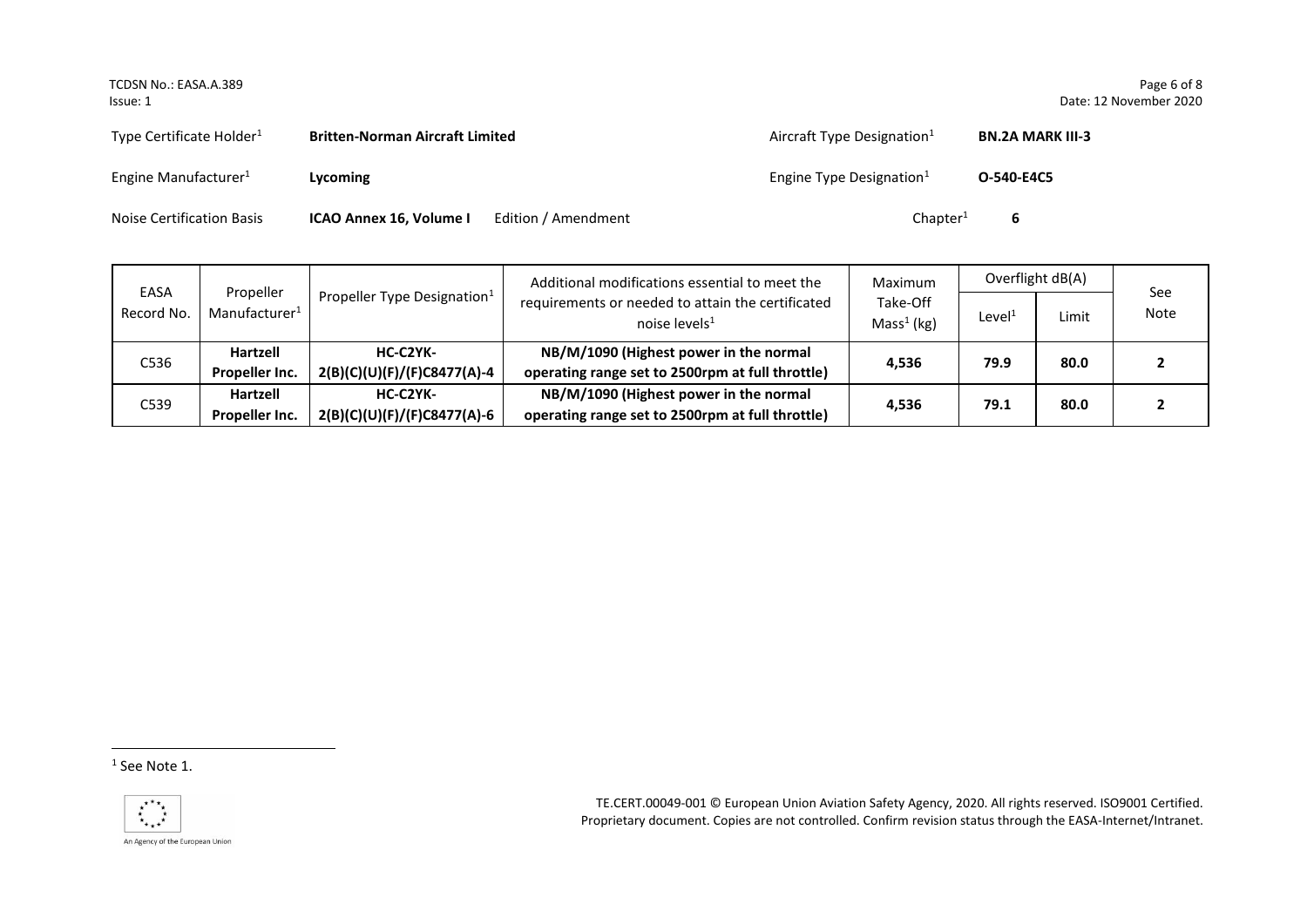Type Certificate Holder[1] **Britten-Norman Aircraft Limited** Aircraft Type Designation[1] **BN.2A MARK III-3**

Engine Manufacturer[1] **Lycoming** Engine Type Designation[1] **O-540-E4C5**

Noise Certification Basis **ICAO Annex 16, Volume I** Edition / Amendment Chapter[1] **6**

| EASA Record No. | Propeller Manufacturer[1] | Propeller Type Designation[1] | Additional modifications essential to meet the requirements or needed to attain the certificated noise levels[1] | Maximum Take-Off Mass[1] (kg) | Overflight dB(A) | | See Note |
|---|---|---|---|---|---|---|---|
| | | | | | Level[1] | Limit | |
| C536 | **Hartzell Propeller Inc.** | **HC-C2YK-2(B)(C)(U)(F)/(F)C8477(A)-4** | **NB/M/1090 (Highest power in the normal operating range set to 2500rpm at full throttle)** | **4,536** | **79.9** | **80.0** | **2** |
| C539 | **Hartzell Propeller Inc.** | **HC-C2YK-2(B)(C)(U)(F)/(F)C8477(A)-6** | **NB/M/1090 (Highest power in the normal operating range set to 2500rpm at full throttle)** | **4,536** | **79.1** | **80.0** | **2** |

[1] See Note 1.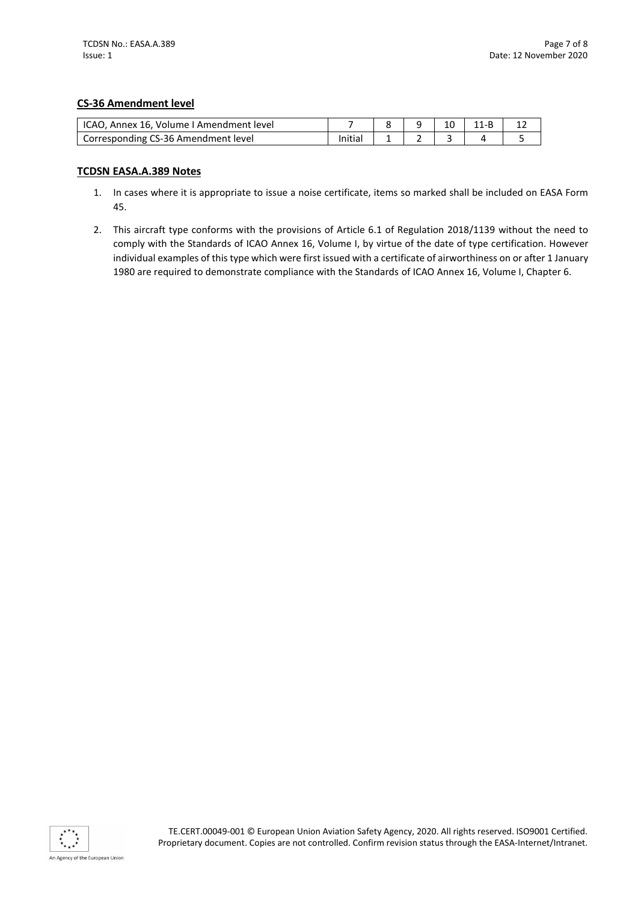**CS-36 Amendment level**

| ICAO, Annex 16, Volume I Amendment level | 7 | 8 | 9 | 10 | 11-B | 12 |
|---|---|---|---|---|---|---|
| Corresponding CS-36 Amendment level | Initial | 1 | 2 | 3 | 4 | 5 |

**TCDSN EASA.A.389 Notes**

1. In cases where it is appropriate to issue a noise certificate, items so marked shall be included on EASA Form 45.
2. This aircraft type conforms with the provisions of Article 6.1 of Regulation 2018/1139 without the need to comply with the Standards of ICAO Annex 16, Volume I, by virtue of the date of type certification. However individual examples of this type which were first issued with a certificate of airworthiness on or after 1 January 1980 are required to demonstrate compliance with the Standards of ICAO Annex 16, Volume I, Chapter 6.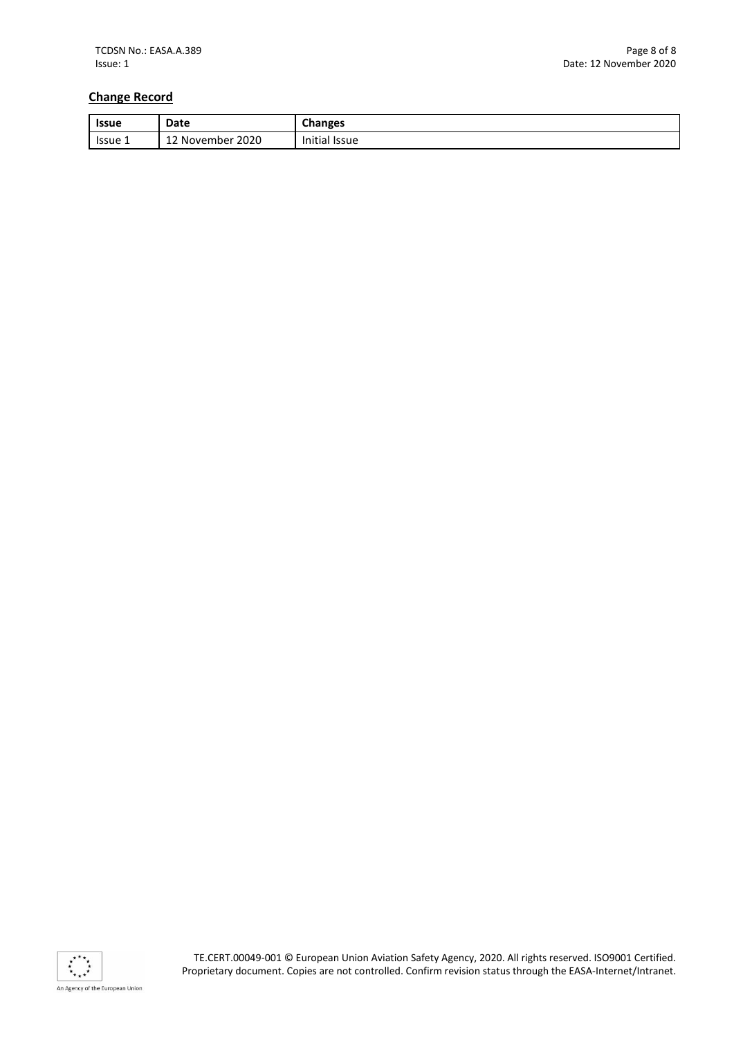## Change Record

| Issue | Date | Changes |
|---|---|---|
| Issue 1 | 12 November 2020 | Initial Issue |